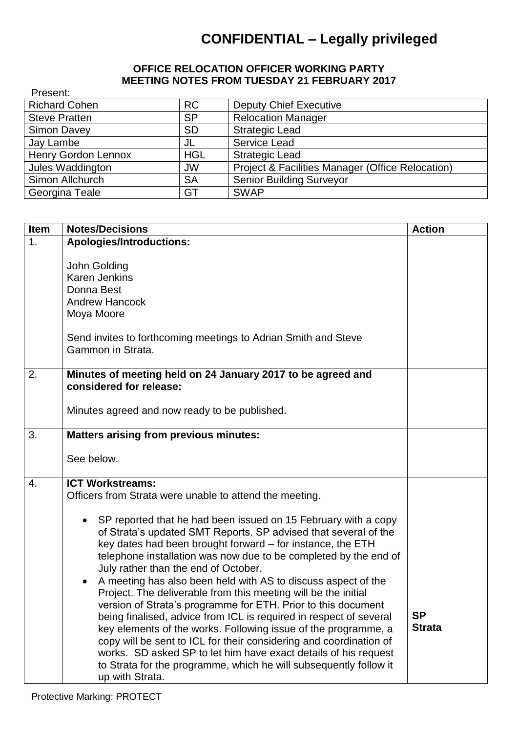# CONFIDENTIAL – Legally privileged

**OFFICE RELOCATION OFFICER WORKING PARTY**
**MEETING NOTES FROM TUESDAY 21 FEBRUARY 2017**

Present:

| | | |
|---|---|---|
| Richard Cohen | RC | Deputy Chief Executive |
| Steve Pratten | SP | Relocation Manager |
| Simon Davey | SD | Strategic Lead |
| Jay Lambe | JL | Service Lead |
| Henry Gordon Lennox | HGL | Strategic Lead |
| Jules Waddington | JW | Project & Facilities Manager (Office Relocation) |
| Simon Allchurch | SA | Senior Building Surveyor |
| Georgina Teale | GT | SWAP |

| Item | Notes/Decisions | Action |
|---|---|---|
| 1. | **Apologies/Introductions:**<br><br>John Golding<br>Karen Jenkins<br>Donna Best<br>Andrew Hancock<br>Moya Moore<br><br>Send invites to forthcoming meetings to Adrian Smith and Steve Gammon in Strata. | |
| 2. | **Minutes of meeting held on 24 January 2017 to be agreed and considered for release:**<br><br>Minutes agreed and now ready to be published. | |
| 3. | **Matters arising from previous minutes:**<br><br>See below. | |
| 4. | **ICT Workstreams:**<br>Officers from Strata were unable to attend the meeting.<br><br>• SP reported that he had been issued on 15 February with a copy of Strata's updated SMT Reports. SP advised that several of the key dates had been brought forward – for instance, the ETH telephone installation was now due to be completed by the end of July rather than the end of October.<br>• A meeting has also been held with AS to discuss aspect of the Project. The deliverable from this meeting will be the initial version of Strata's programme for ETH. Prior to this document being finalised, advice from ICL is required in respect of several key elements of the works. Following issue of the programme, a copy will be sent to ICL for their considering and coordination of works. SD asked SP to let him have exact details of his request to Strata for the programme, which he will subsequently follow it up with Strata. | **SP**<br>**Strata** |

Protective Marking: PROTECT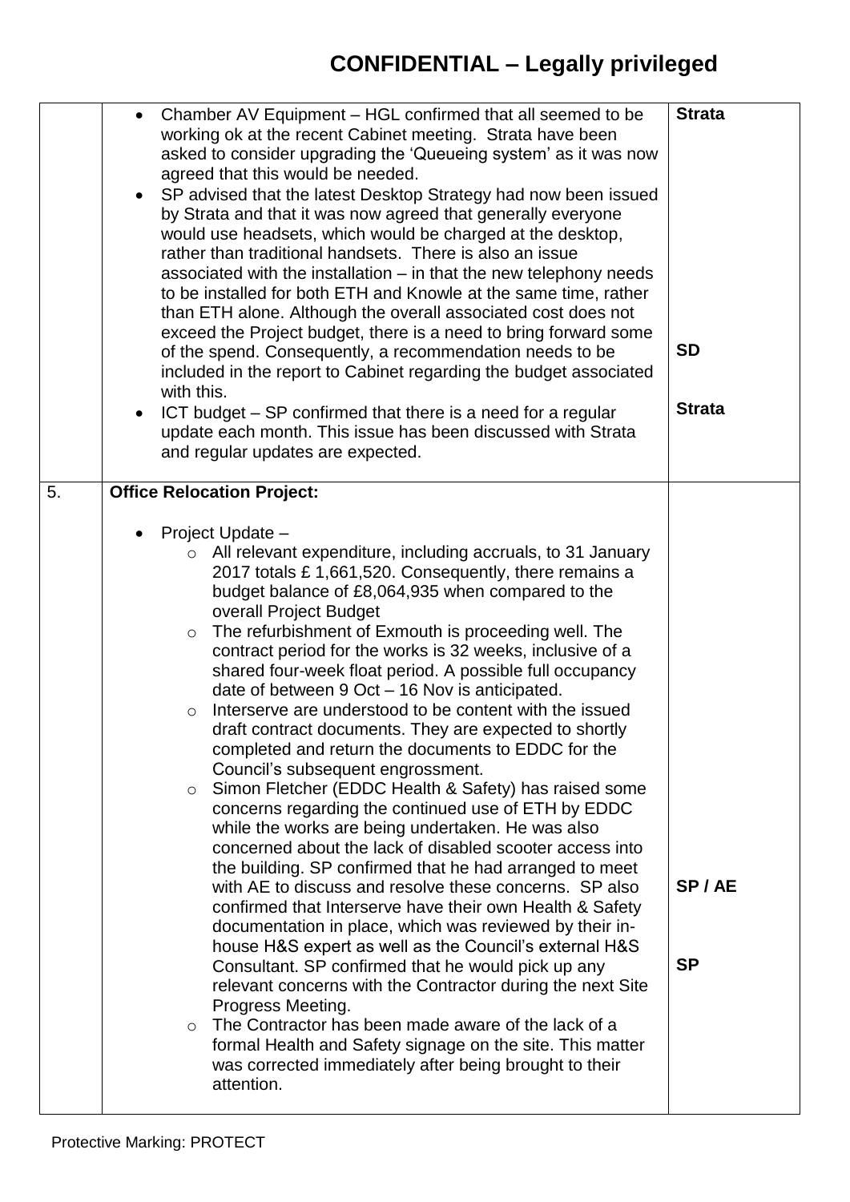# CONFIDENTIAL – Legally privileged

| | | |
|---|---|---|
| | • Chamber AV Equipment – HGL confirmed that all seemed to be working ok at the recent Cabinet meeting. Strata have been asked to consider upgrading the 'Queueing system' as it was now agreed that this would be needed.<br>• SP advised that the latest Desktop Strategy had now been issued by Strata and that it was now agreed that generally everyone would use headsets, which would be charged at the desktop, rather than traditional handsets. There is also an issue associated with the installation – in that the new telephony needs to be installed for both ETH and Knowle at the same time, rather than ETH alone. Although the overall associated cost does not exceed the Project budget, there is a need to bring forward some of the spend. Consequently, a recommendation needs to be included in the report to Cabinet regarding the budget associated with this.<br>• ICT budget – SP confirmed that there is a need for a regular update each month. This issue has been discussed with Strata and regular updates are expected. | **Strata**<br><br>**SD**<br><br>**Strata** |
| 5. | **Office Relocation Project:**<br><br>• Project Update –<br>  ○ All relevant expenditure, including accruals, to 31 January 2017 totals £ 1,661,520. Consequently, there remains a budget balance of £8,064,935 when compared to the overall Project Budget<br>  ○ The refurbishment of Exmouth is proceeding well. The contract period for the works is 32 weeks, inclusive of a shared four-week float period. A possible full occupancy date of between 9 Oct – 16 Nov is anticipated.<br>  ○ Interserve are understood to be content with the issued draft contract documents. They are expected to shortly completed and return the documents to EDDC for the Council's subsequent engrossment.<br>  ○ Simon Fletcher (EDDC Health & Safety) has raised some concerns regarding the continued use of ETH by EDDC while the works are being undertaken. He was also concerned about the lack of disabled scooter access into the building. SP confirmed that he had arranged to meet with AE to discuss and resolve these concerns. SP also confirmed that Interserve have their own Health & Safety documentation in place, which was reviewed by their in-house H&S expert as well as the Council's external H&S Consultant. SP confirmed that he would pick up any relevant concerns with the Contractor during the next Site Progress Meeting.<br>  ○ The Contractor has been made aware of the lack of a formal Health and Safety signage on the site. This matter was corrected immediately after being brought to their attention. | **SP / AE**<br><br>**SP** |

Protective Marking: PROTECT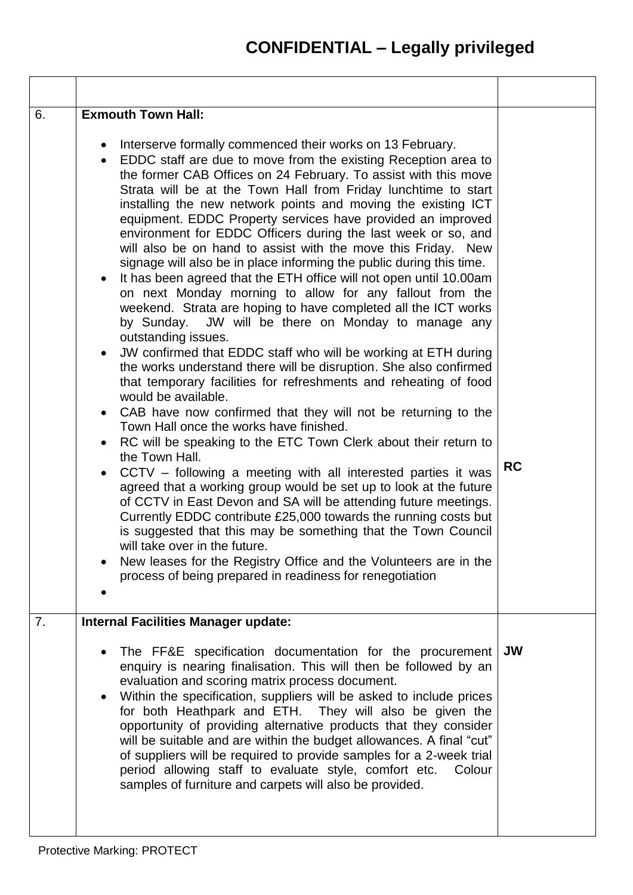# CONFIDENTIAL – Legally privileged

| | | |
|---|---|---|
| 6. | **Exmouth Town Hall:**<br><br>• Interserve formally commenced their works on 13 February.<br>• EDDC staff are due to move from the existing Reception area to the former CAB Offices on 24 February. To assist with this move Strata will be at the Town Hall from Friday lunchtime to start installing the new network points and moving the existing ICT equipment. EDDC Property services have provided an improved environment for EDDC Officers during the last week or so, and will also be on hand to assist with the move this Friday. New signage will also be in place informing the public during this time.<br>• It has been agreed that the ETH office will not open until 10.00am on next Monday morning to allow for any fallout from the weekend. Strata are hoping to have completed all the ICT works by Sunday. JW will be there on Monday to manage any outstanding issues.<br>• JW confirmed that EDDC staff who will be working at ETH during the works understand there will be disruption. She also confirmed that temporary facilities for refreshments and reheating of food would be available.<br>• CAB have now confirmed that they will not be returning to the Town Hall once the works have finished.<br>• RC will be speaking to the ETC Town Clerk about their return to the Town Hall.<br>• CCTV – following a meeting with all interested parties it was agreed that a working group would be set up to look at the future of CCTV in East Devon and SA will be attending future meetings. Currently EDDC contribute £25,000 towards the running costs but is suggested that this may be something that the Town Council will take over in the future.<br>• New leases for the Registry Office and the Volunteers are in the process of being prepared in readiness for renegotiation<br>• | **RC** |
| 7. | **Internal Facilities Manager update:**<br><br>• The FF&E specification documentation for the procurement enquiry is nearing finalisation. This will then be followed by an evaluation and scoring matrix process document.<br>• Within the specification, suppliers will be asked to include prices for both Heathpark and ETH. They will also be given the opportunity of providing alternative products that they consider will be suitable and are within the budget allowances. A final "cut" of suppliers will be required to provide samples for a 2-week trial period allowing staff to evaluate style, comfort etc. Colour samples of furniture and carpets will also be provided. | **JW** |

Protective Marking: PROTECT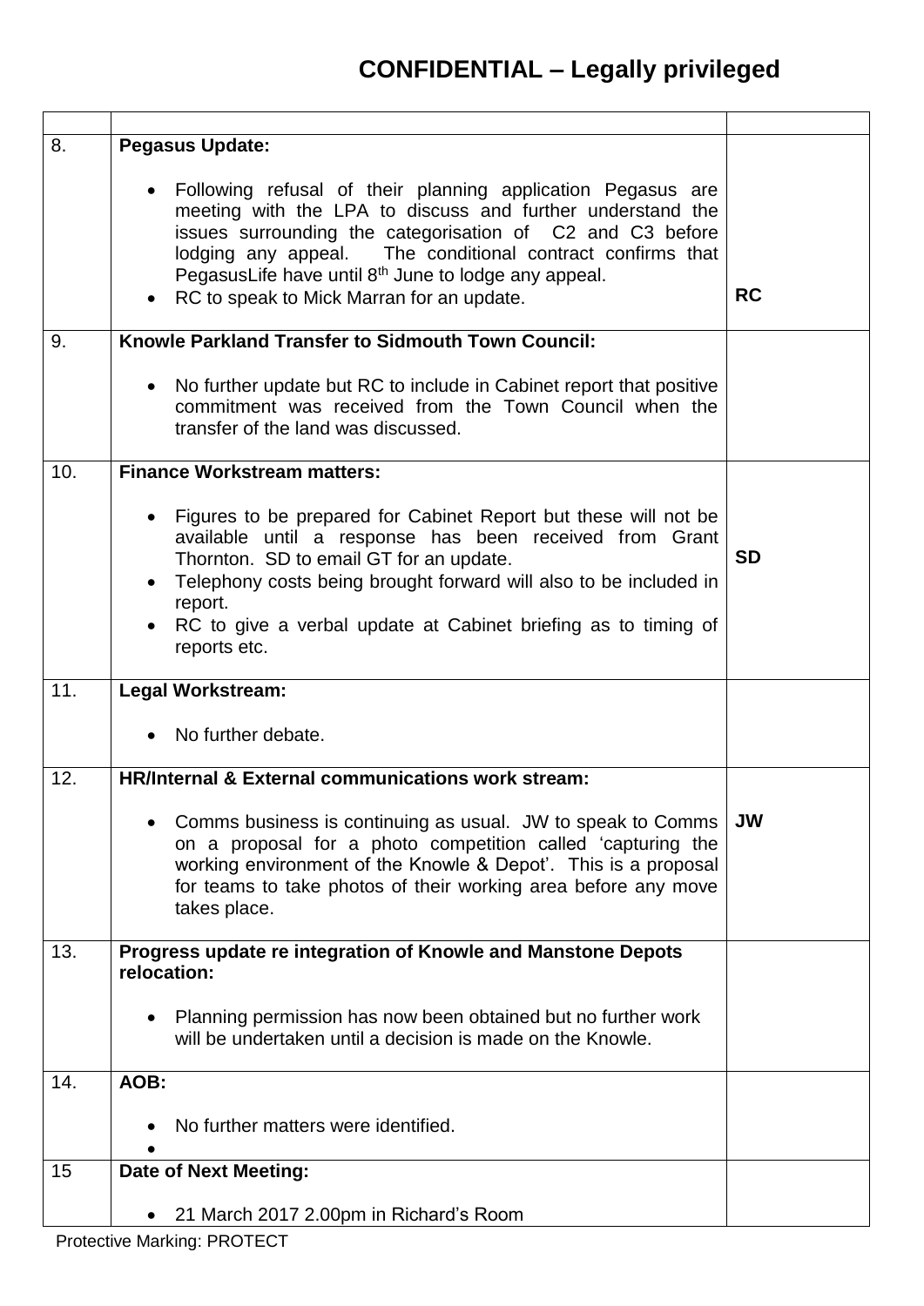**CONFIDENTIAL – Legally privileged**

| | | |
|---|---|---|
| 8. | **Pegasus Update:**<br><br>• Following refusal of their planning application Pegasus are meeting with the LPA to discuss and further understand the issues surrounding the categorisation of C2 and C3 before lodging any appeal. The conditional contract confirms that PegasusLife have until 8th June to lodge any appeal.<br>• RC to speak to Mick Marran for an update. | **RC** |
| 9. | **Knowle Parkland Transfer to Sidmouth Town Council:**<br><br>• No further update but RC to include in Cabinet report that positive commitment was received from the Town Council when the transfer of the land was discussed. | |
| 10. | **Finance Workstream matters:**<br><br>• Figures to be prepared for Cabinet Report but these will not be available until a response has been received from Grant Thornton. SD to email GT for an update.<br>• Telephony costs being brought forward will also to be included in report.<br>• RC to give a verbal update at Cabinet briefing as to timing of reports etc. | **SD** |
| 11. | **Legal Workstream:**<br><br>• No further debate. | |
| 12. | **HR/Internal & External communications work stream:**<br><br>• Comms business is continuing as usual. JW to speak to Comms on a proposal for a photo competition called 'capturing the working environment of the Knowle & Depot'. This is a proposal for teams to take photos of their working area before any move takes place. | **JW** |
| 13. | **Progress update re integration of Knowle and Manstone Depots relocation:**<br><br>• Planning permission has now been obtained but no further work will be undertaken until a decision is made on the Knowle. | |
| 14. | **AOB:**<br><br>• No further matters were identified.<br>• | |
| 15 | **Date of Next Meeting:**<br><br>• 21 March 2017 2.00pm in Richard's Room | |

Protective Marking: PROTECT